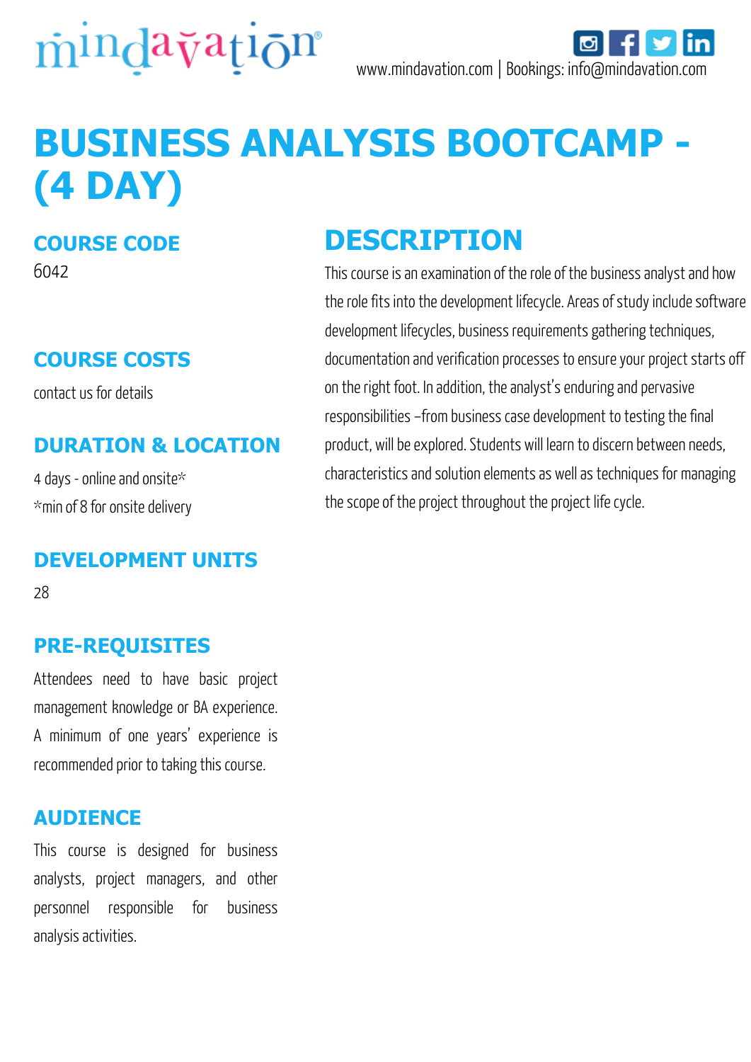mindavation

www.mindavation.com | Bookings: info@mindavation.com

# BUSINESS ANALYSIS BOOTCAMP - (4 DAY)

## COURSE CODE

6042

## COURSE COSTS

contact us for details

## DURATION & LOCATION

4 days - online and onsite*

*min of 8 for onsite delivery

## DEVELOPMENT UNITS

28

## PRE-REQUISITES

Attendees need to have basic project management knowledge or BA experience. A minimum of one years' experience is recommended prior to taking this course.

## AUDIENCE

This course is designed for business analysts, project managers, and other personnel responsible for business analysis activities.

## DESCRIPTION

This course is an examination of the role of the business analyst and how the role fits into the development lifecycle. Areas of study include software development lifecycles, business requirements gathering techniques, documentation and verification processes to ensure your project starts off on the right foot. In addition, the analyst's enduring and pervasive responsibilities –from business case development to testing the final product, will be explored. Students will learn to discern between needs, characteristics and solution elements as well as techniques for managing the scope of the project throughout the project life cycle.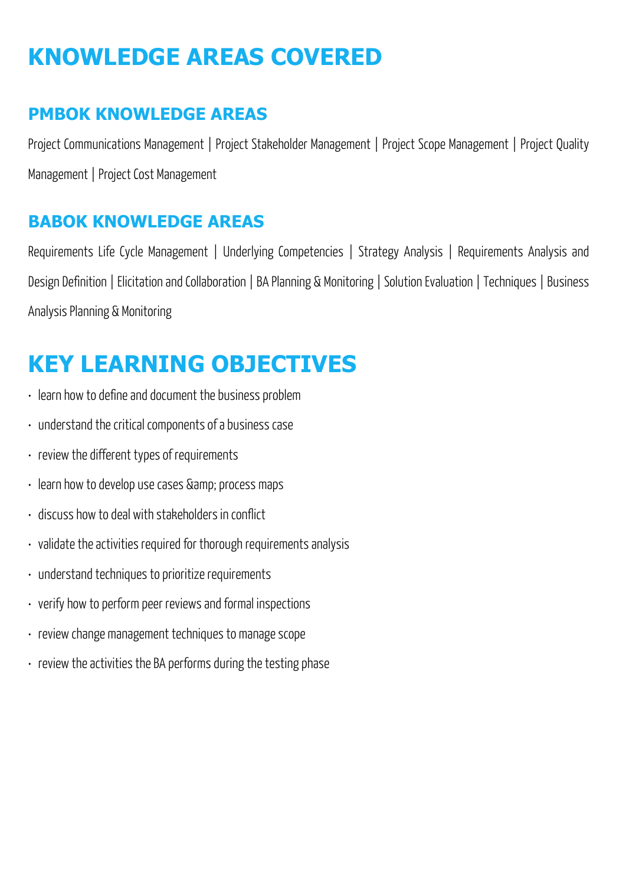# KNOWLEDGE AREAS COVERED

## PMBOK KNOWLEDGE AREAS

Project Communications Management | Project Stakeholder Management | Project Scope Management | Project Quality Management | Project Cost Management

## BABOK KNOWLEDGE AREAS

Requirements Life Cycle Management | Underlying Competencies | Strategy Analysis | Requirements Analysis and Design Definition | Elicitation and Collaboration | BA Planning & Monitoring | Solution Evaluation | Techniques | Business Analysis Planning & Monitoring

# KEY LEARNING OBJECTIVES

- learn how to define and document the business problem
- understand the critical components of a business case
- review the different types of requirements
- learn how to develop use cases &amp; process maps
- discuss how to deal with stakeholders in conflict
- validate the activities required for thorough requirements analysis
- understand techniques to prioritize requirements
- verify how to perform peer reviews and formal inspections
- review change management techniques to manage scope
- review the activities the BA performs during the testing phase